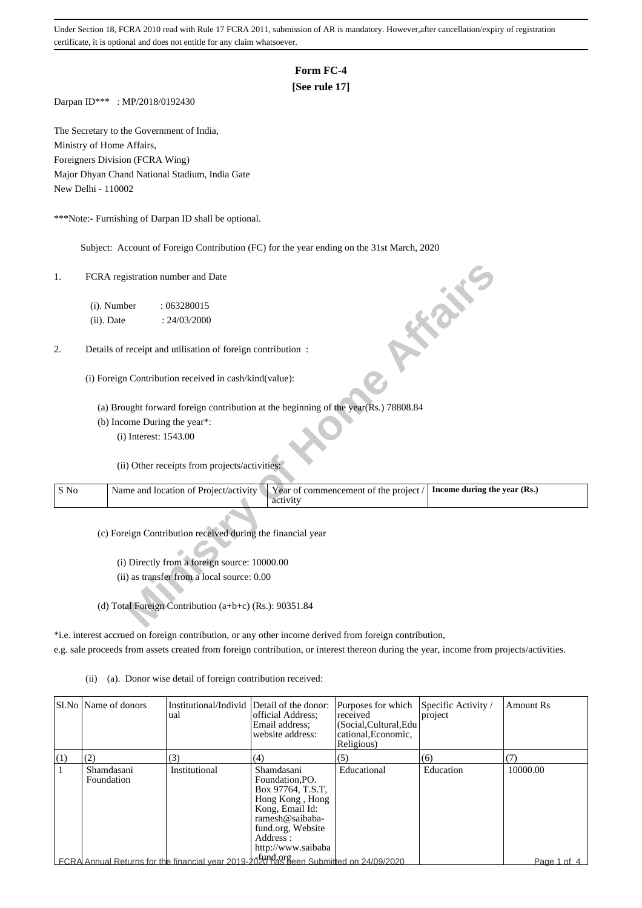Under Section 18, FCRA 2010 read with Rule 17 FCRA 2011, submission of AR is mandatory. However,after cancellation/expiry of registration certificate, it is optional and does not entitle for any claim whatsoever.

# Form FC-4

**[See rule 17]**

Darpan ID*** : MP/2018/0192430

The Secretary to the Government of India,
Ministry of Home Affairs,
Foreigners Division (FCRA Wing)
Major Dhyan Chand National Stadium, India Gate
New Delhi - 110002

***Note:- Furnishing of Darpan ID shall be optional.

Subject: Account of Foreign Contribution (FC) for the year ending on the 31st March, 2020

1. FCRA registration number and Date

   (i). Number : 063280015
   (ii). Date : 24/03/2000

2. Details of receipt and utilisation of foreign contribution :

   (i) Foreign Contribution received in cash/kind(value):

   (a) Brought forward foreign contribution at the beginning of the year(Rs.) 78808.84
   (b) Income During the year*:
      (i) Interest: 1543.00

      (ii) Other receipts from projects/activities:

| S No | Name and location of Project/activity | Year of commencement of the project / activity | **Income during the year (Rs.)** |
|---|---|---|---|

   (c) Foreign Contribution received during the financial year

      (i) Directly from a foreign source: 10000.00
      (ii) as transfer from a local source: 0.00

   (d) Total Foreign Contribution (a+b+c) (Rs.): 90351.84

*i.e. interest accrued on foreign contribution, or any other income derived from foreign contribution, e.g. sale proceeds from assets created from foreign contribution, or interest thereon during the year, income from projects/activities.

(ii) (a). Donor wise detail of foreign contribution received:

| Sl.No | Name of donors | Institutional/Individual | Detail of the donor: official Address; Email address; website address: | Purposes for which received (Social,Cultural,Educational,Economic, Religious) | Specific Activity / project | Amount Rs |
|---|---|---|---|---|---|---|
| (1) | (2) | (3) | (4) | (5) | (6) | (7) |
| 1 | Shamdasani Foundation | Institutional | Shamdasani Foundation,PO. Box 97764, T.S.T, Hong Kong , Hong Kong, Email Id: ramesh@saibaba-fund.org, Website Address : http://www.saibaba-fund.org | Educational | Education | 10000.00 |

FCRA Annual Returns for the financial year 2019-2020 has been Submitted on 24/09/2020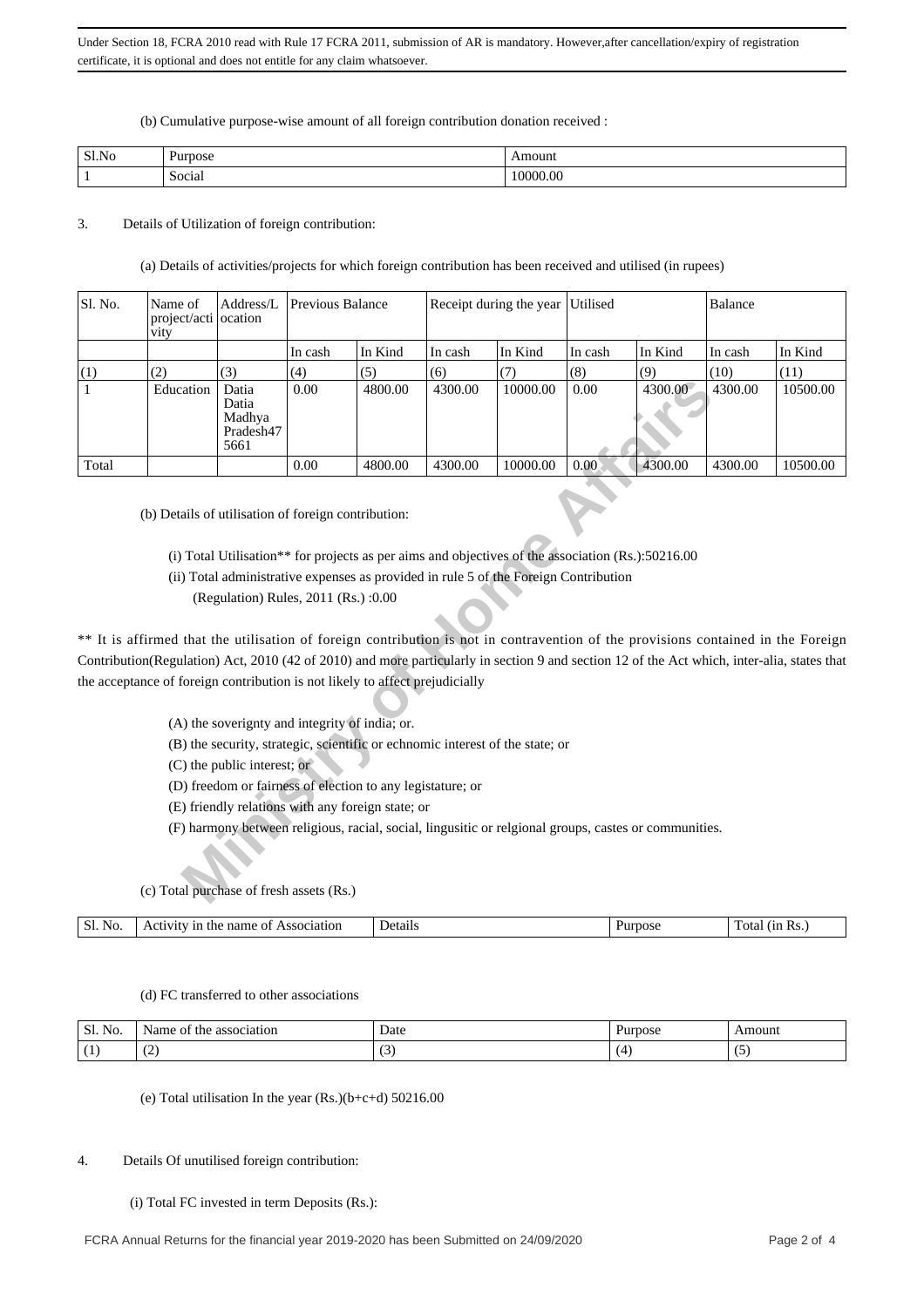Under Section 18, FCRA 2010 read with Rule 17 FCRA 2011, submission of AR is mandatory. However,after cancellation/expiry of registration certificate, it is optional and does not entitle for any claim whatsoever.

(b) Cumulative purpose-wise amount of all foreign contribution donation received :

| Sl.No | Purpose | Amount |
|---|---|---|
| 1 | Social | 10000.00 |

3. Details of Utilization of foreign contribution:

(a) Details of activities/projects for which foreign contribution has been received and utilised (in rupees)

| Sl. No. | Name of project/activity | Address/Location | Previous Balance | | Receipt during the year | | Utilised | | Balance | |
|---|---|---|---|---|---|---|---|---|---|---|
| | | | In cash | In Kind | In cash | In Kind | In cash | In Kind | In cash | In Kind |
| (1) | (2) | (3) | (4) | (5) | (6) | (7) | (8) | (9) | (10) | (11) |
| 1 | Education | Datia Datia Madhya Pradesh475661 | 0.00 | 4800.00 | 4300.00 | 10000.00 | 0.00 | 4300.00 | 4300.00 | 10500.00 |
| Total | | | 0.00 | 4800.00 | 4300.00 | 10000.00 | 0.00 | 4300.00 | 4300.00 | 10500.00 |

(b) Details of utilisation of foreign contribution:

(i) Total Utilisation** for projects as per aims and objectives of the association (Rs.):50216.00

(ii) Total administrative expenses as provided in rule 5 of the Foreign Contribution (Regulation) Rules, 2011 (Rs.) :0.00

** It is affirmed that the utilisation of foreign contribution is not in contravention of the provisions contained in the Foreign Contribution(Regulation) Act, 2010 (42 of 2010) and more particularly in section 9 and section 12 of the Act which, inter-alia, states that the acceptance of foreign contribution is not likely to affect prejudicially

(A) the soverignty and integrity of india; or.

(B) the security, strategic, scientific or echnomic interest of the state; or

(C) the public interest; or

(D) freedom or fairness of election to any legistature; or

(E) friendly relations with any foreign state; or

(F) harmony between religious, racial, social, lingusitic or relgional groups, castes or communities.

(c) Total purchase of fresh assets (Rs.)

| Sl. No. | Activity in the name of Association | Details | Purpose | Total (in Rs.) |
|---|---|---|---|---|

(d) FC transferred to other associations

| Sl. No. | Name of the association | Date | Purpose | Amount |
|---|---|---|---|---|
| (1) | (2) | (3) | (4) | (5) |

(e) Total utilisation In the year (Rs.)(b+c+d) 50216.00

4. Details Of unutilised foreign contribution:

(i) Total FC invested in term Deposits (Rs.):

FCRA Annual Returns for the financial year 2019-2020 has been Submitted on 24/09/2020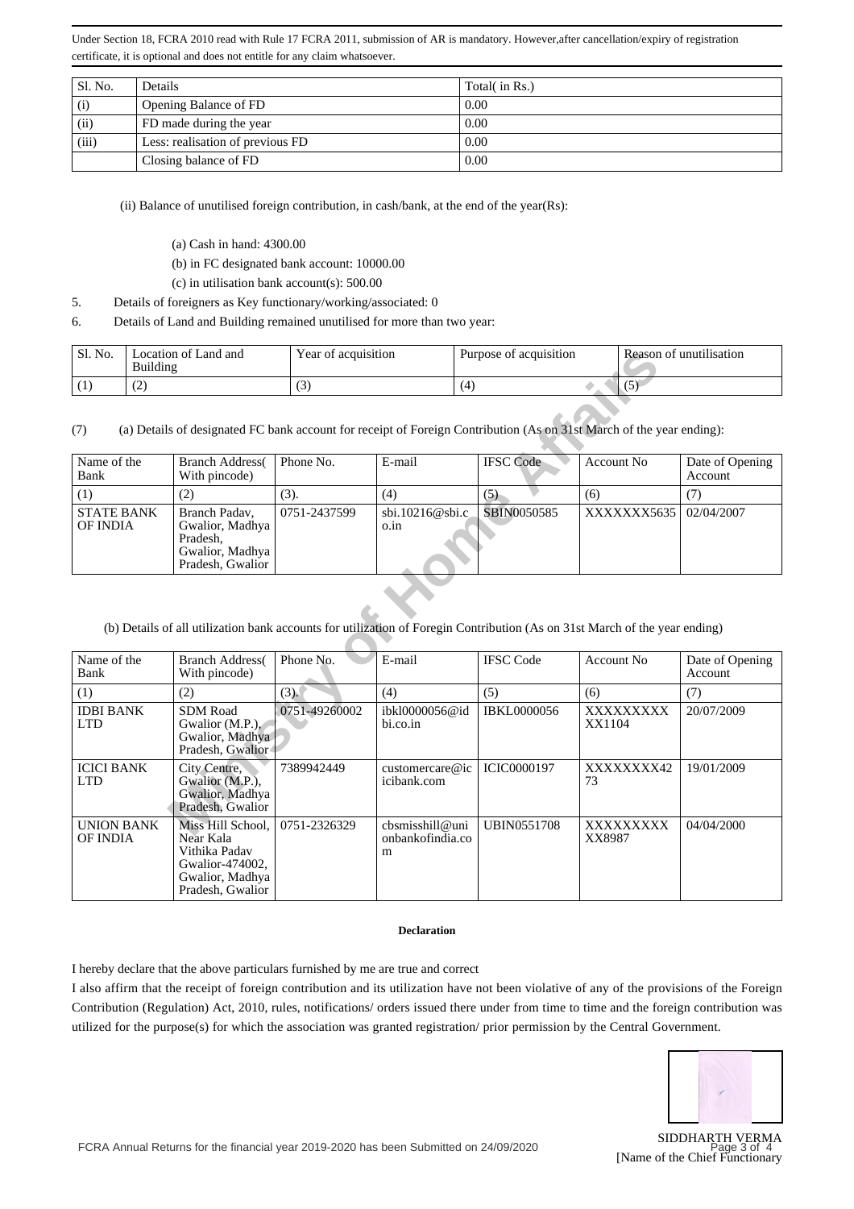Under Section 18, FCRA 2010 read with Rule 17 FCRA 2011, submission of AR is mandatory. However,after cancellation/expiry of registration certificate, it is optional and does not entitle for any claim whatsoever.

| Sl. No. | Details | Total( in Rs.) |
|---|---|---|
| (i) | Opening Balance of FD | 0.00 |
| (ii) | FD made during the year | 0.00 |
| (iii) | Less: realisation of previous FD | 0.00 |
| | Closing balance of FD | 0.00 |

(ii) Balance of unutilised foreign contribution, in cash/bank, at the end of the year(Rs):

(a) Cash in hand: 4300.00

(b) in FC designated bank account: 10000.00

(c) in utilisation bank account(s): 500.00

5. Details of foreigners as Key functionary/working/associated: 0

6. Details of Land and Building remained unutilised for more than two year:

| Sl. No. | Location of Land and Building | Year of acquisition | Purpose of acquisition | Reason of unutilisation |
|---|---|---|---|---|
| (1) | (2) | (3) | (4) | (5) |

(7) (a) Details of designated FC bank account for receipt of Foreign Contribution (As on 31st March of the year ending):

| Name of the Bank | Branch Address( With pincode) | Phone No. | E-mail | IFSC Code | Account No | Date of Opening Account |
|---|---|---|---|---|---|---|
| (1) | (2) | (3). | (4) | (5) | (6) | (7) |
| STATE BANK OF INDIA | Branch Padav, Gwalior, Madhya Pradesh, Gwalior, Madhya Pradesh, Gwalior | 0751-2437599 | sbi.10216@sbi.co.in | SBIN0050585 | XXXXXXX5635 | 02/04/2007 |

(b) Details of all utilization bank accounts for utilization of Foregin Contribution (As on 31st March of the year ending)

| Name of the Bank | Branch Address( With pincode) | Phone No. | E-mail | IFSC Code | Account No | Date of Opening Account |
|---|---|---|---|---|---|---|
| (1) | (2) | (3). | (4) | (5) | (6) | (7) |
| IDBI BANK LTD | SDM Road Gwalior (M.P.), Gwalior, Madhya Pradesh, Gwalior | 0751-49260002 | ibkl0000056@idbi.co.in | IBKL0000056 | XXXXXXXXXX1104 | 20/07/2009 |
| ICICI BANK LTD | City Centre, Gwalior (M.P.), Gwalior, Madhya Pradesh, Gwalior | 7389942449 | customercare@icicibank.com | ICIC0000197 | XXXXXXXX4273 | 19/01/2009 |
| UNION BANK OF INDIA | Miss Hill School, Near Kala Vithika Padav Gwalior-474002, Gwalior, Madhya Pradesh, Gwalior | 0751-2326329 | cbsmisshill@unionbankofindia.com | UBIN0551708 | XXXXXXXXXX8987 | 04/04/2000 |

**Declaration**

I hereby declare that the above particulars furnished by me are true and correct

I also affirm that the receipt of foreign contribution and its utilization have not been violative of any of the provisions of the Foreign Contribution (Regulation) Act, 2010, rules, notifications/ orders issued there under from time to time and the foreign contribution was utilized for the purpose(s) for which the association was granted registration/ prior permission by the Central Government.

SIDDHARTH VERMA
[Name of the Chief Functionary

FCRA Annual Returns for the financial year 2019-2020 has been Submitted on 24/09/2020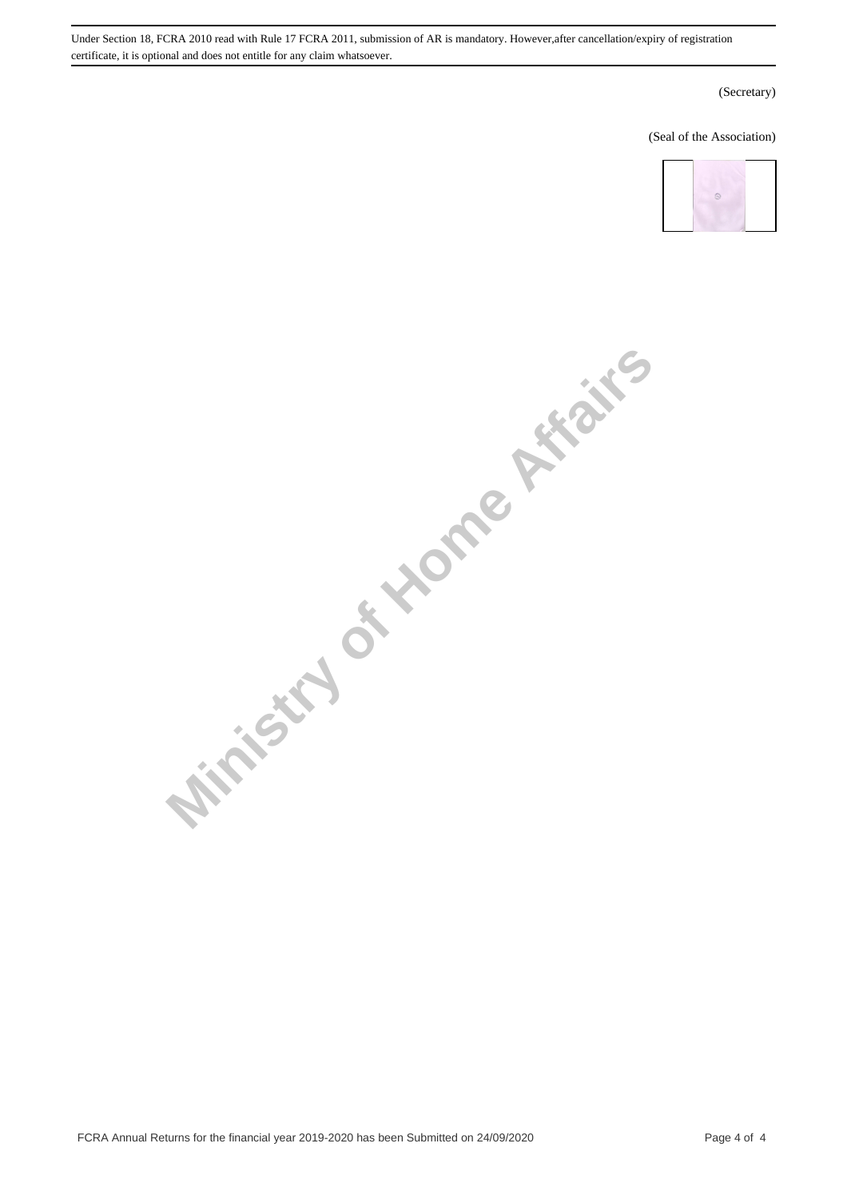Under Section 18, FCRA 2010 read with Rule 17 FCRA 2011, submission of AR is mandatory. However,after cancellation/expiry of registration certificate, it is optional and does not entitle for any claim whatsoever.

(Secretary)

(Seal of the Association)

FCRA Annual Returns for the financial year 2019-2020 has been Submitted on 24/09/2020